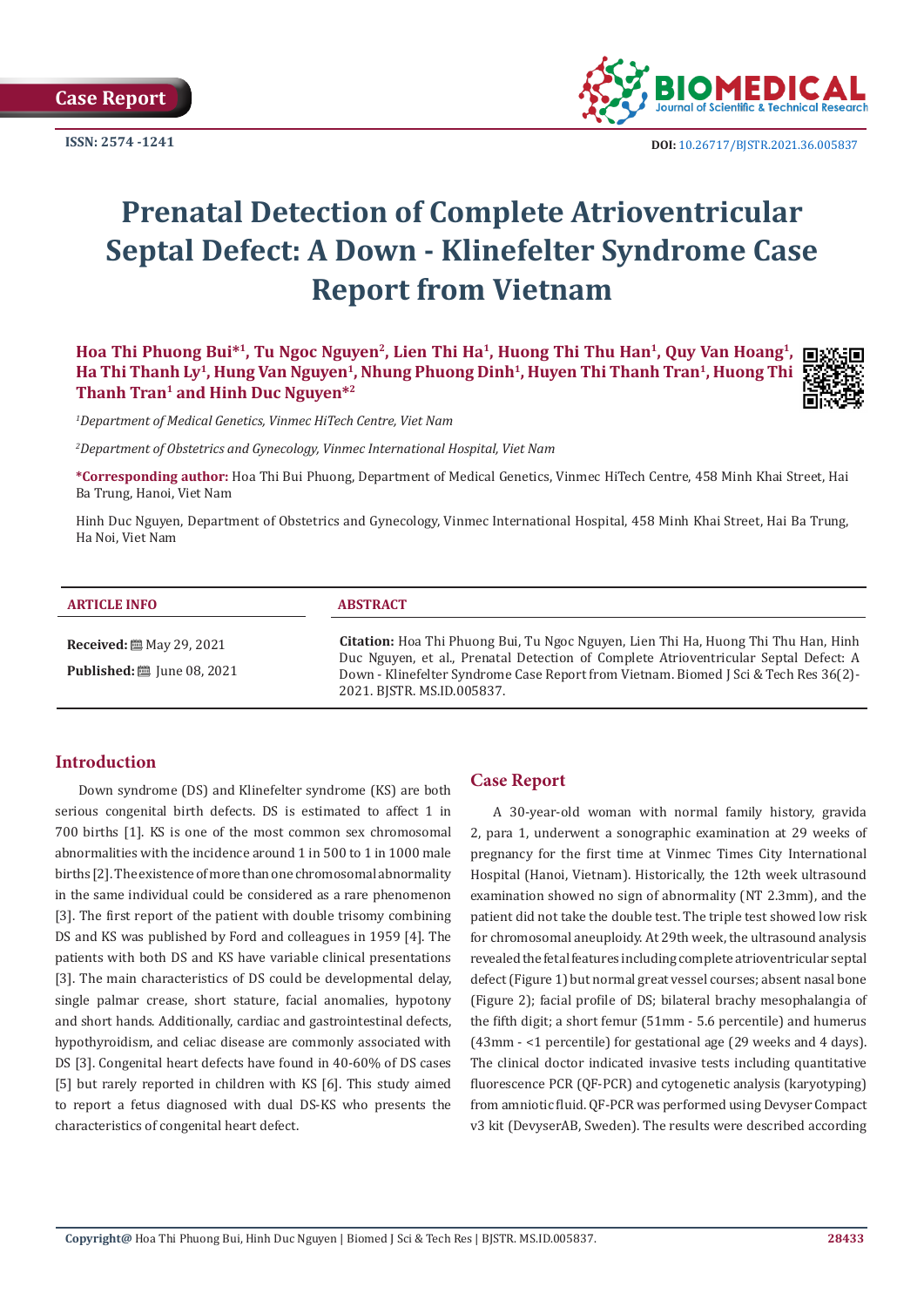Case Report

ISSN: 2574 -1241

DOI: 10.26717/BJSTR.2021.36.005837

# Prenatal Detection of Complete Atrioventricular Septal Defect: A Down - Klinefelter Syndrome Case Report from Vietnam

**Hoa Thi Phuong Bui*[1], Tu Ngoc Nguyen[2], Lien Thi Ha[1], Huong Thi Thu Han[1], Quy Van Hoang[1], Ha Thi Thanh Ly[1], Hung Van Nguyen[1], Nhung Phuong Dinh[1], Huyen Thi Thanh Tran[1], Huong Thi Thanh Tran[1] and Hinh Duc Nguyen*[2]**

*[1]Department of Medical Genetics, Vinmec HiTech Centre, Viet Nam*

*[2]Department of Obstetrics and Gynecology, Vinmec International Hospital, Viet Nam*

**\*Corresponding author:** Hoa Thi Bui Phuong, Department of Medical Genetics, Vinmec HiTech Centre, 458 Minh Khai Street, Hai Ba Trung, Hanoi, Viet Nam

Hinh Duc Nguyen, Department of Obstetrics and Gynecology, Vinmec International Hospital, 458 Minh Khai Street, Hai Ba Trung, Ha Noi, Viet Nam

**ARTICLE INFO**

**Received:** May 29, 2021

**Published:** June 08, 2021

**ABSTRACT**

**Citation:** Hoa Thi Phuong Bui, Tu Ngoc Nguyen, Lien Thi Ha, Huong Thi Thu Han, Hinh Duc Nguyen, et al., Prenatal Detection of Complete Atrioventricular Septal Defect: A Down - Klinefelter Syndrome Case Report from Vietnam. Biomed J Sci & Tech Res 36(2)-2021. BJSTR. MS.ID.005837.

## Introduction

Down syndrome (DS) and Klinefelter syndrome (KS) are both serious congenital birth defects. DS is estimated to affect 1 in 700 births [1]. KS is one of the most common sex chromosomal abnormalities with the incidence around 1 in 500 to 1 in 1000 male births [2]. The existence of more than one chromosomal abnormality in the same individual could be considered as a rare phenomenon [3]. The first report of the patient with double trisomy combining DS and KS was published by Ford and colleagues in 1959 [4]. The patients with both DS and KS have variable clinical presentations [3]. The main characteristics of DS could be developmental delay, single palmar crease, short stature, facial anomalies, hypotony and short hands. Additionally, cardiac and gastrointestinal defects, hypothyroidism, and celiac disease are commonly associated with DS [3]. Congenital heart defects have found in 40-60% of DS cases [5] but rarely reported in children with KS [6]. This study aimed to report a fetus diagnosed with dual DS-KS who presents the characteristics of congenital heart defect.

## Case Report

A 30-year-old woman with normal family history, gravida 2, para 1, underwent a sonographic examination at 29 weeks of pregnancy for the first time at Vinmec Times City International Hospital (Hanoi, Vietnam). Historically, the 12th week ultrasound examination showed no sign of abnormality (NT 2.3mm), and the patient did not take the double test. The triple test showed low risk for chromosomal aneuploidy. At 29th week, the ultrasound analysis revealed the fetal features including complete atrioventricular septal defect (Figure 1) but normal great vessel courses; absent nasal bone (Figure 2); facial profile of DS; bilateral brachy mesophalangia of the fifth digit; a short femur (51mm - 5.6 percentile) and humerus (43mm - <1 percentile) for gestational age (29 weeks and 4 days). The clinical doctor indicated invasive tests including quantitative fluorescence PCR (QF-PCR) and cytogenetic analysis (karyotyping) from amniotic fluid. QF-PCR was performed using Devyser Compact v3 kit (DevyserAB, Sweden). The results were described according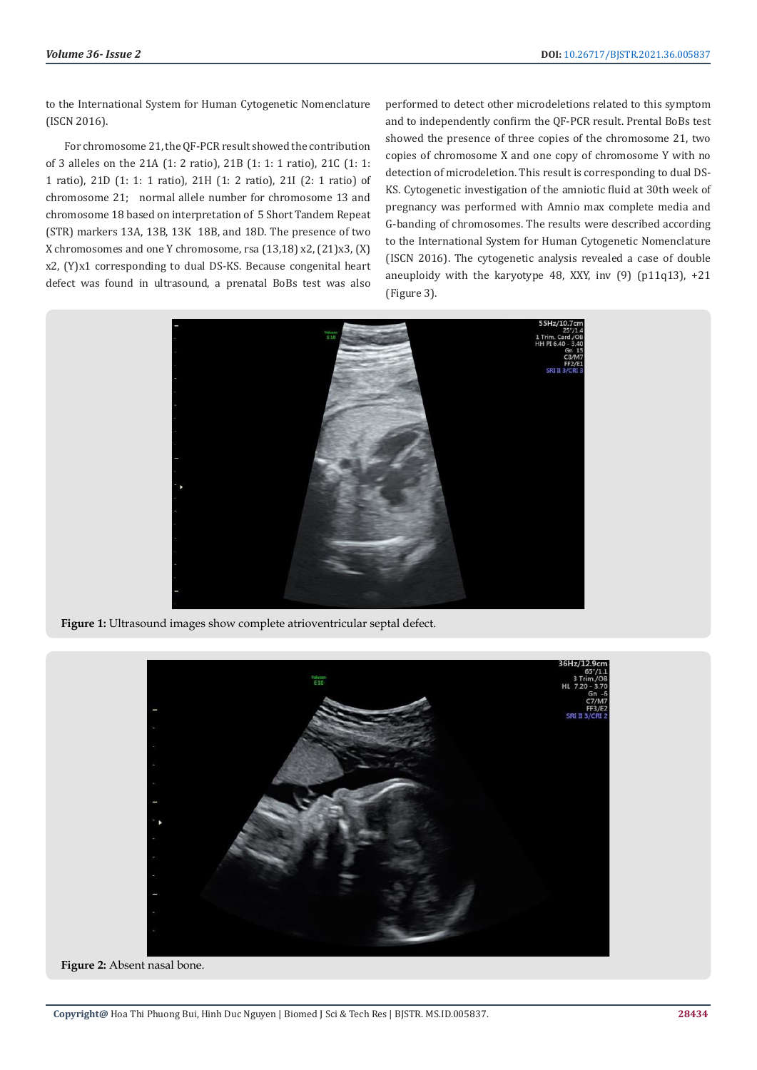to the International System for Human Cytogenetic Nomenclature (ISCN 2016).

For chromosome 21, the QF-PCR result showed the contribution of 3 alleles on the 21A (1: 2 ratio), 21B (1: 1: 1 ratio), 21C (1: 1: 1 ratio), 21D (1: 1: 1 ratio), 21H (1: 2 ratio), 21I (2: 1 ratio) of chromosome 21; normal allele number for chromosome 13 and chromosome 18 based on interpretation of 5 Short Tandem Repeat (STR) markers 13A, 13B, 13K 18B, and 18D. The presence of two X chromosomes and one Y chromosome, rsa (13,18) x2, (21)x3, (X) x2, (Y)x1 corresponding to dual DS-KS. Because congenital heart defect was found in ultrasound, a prenatal BoBs test was also performed to detect other microdeletions related to this symptom and to independently confirm the QF-PCR result. Prental BoBs test showed the presence of three copies of the chromosome 21, two copies of chromosome X and one copy of chromosome Y with no detection of microdeletion. This result is corresponding to dual DS-KS. Cytogenetic investigation of the amniotic fluid at 30th week of pregnancy was performed with Amnio max complete media and G-banding of chromosomes. The results were described according to the International System for Human Cytogenetic Nomenclature (ISCN 2016). The cytogenetic analysis revealed a case of double aneuploidy with the karyotype 48, XXY, inv (9) (p11q13), +21 (Figure 3).

**Figure 1:** Ultrasound images show complete atrioventricular septal defect.

**Figure 2:** Absent nasal bone.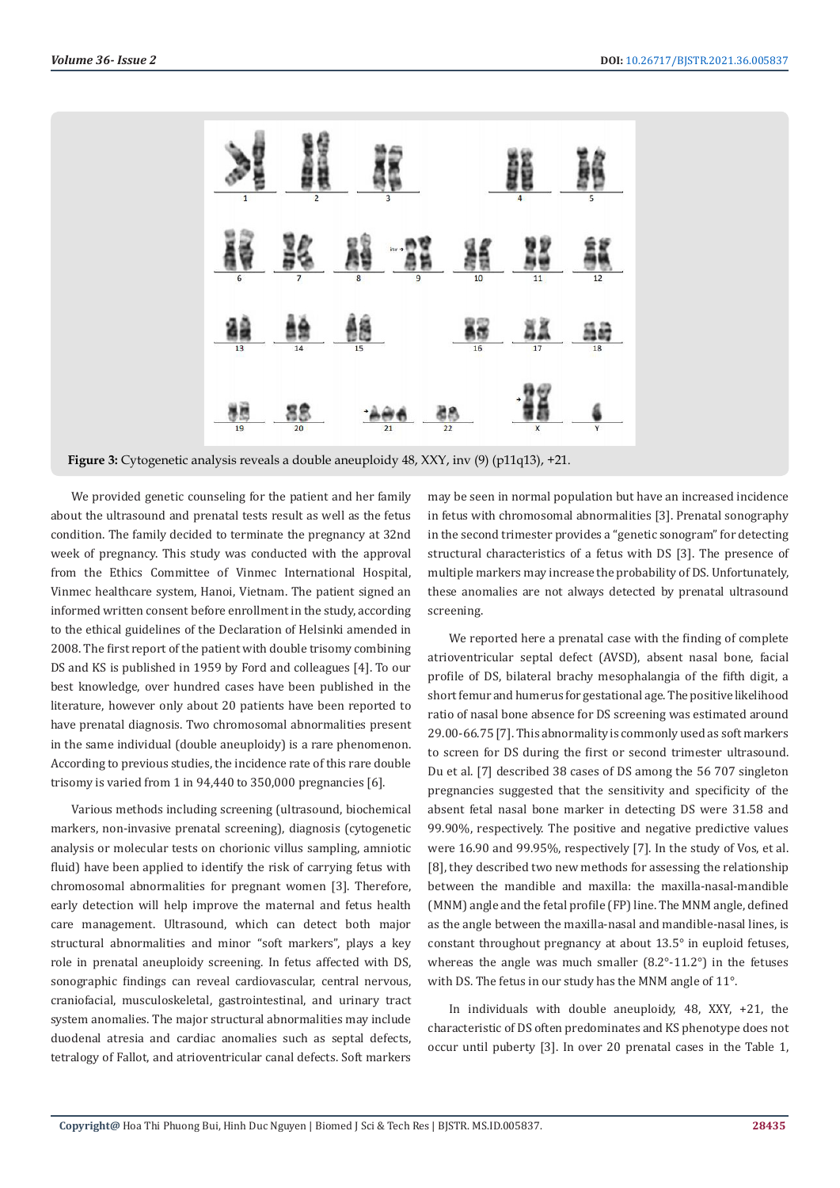**Figure 3:** Cytogenetic analysis reveals a double aneuploidy 48, XXY, inv (9) (p11q13), +21.

We provided genetic counseling for the patient and her family about the ultrasound and prenatal tests result as well as the fetus condition. The family decided to terminate the pregnancy at 32nd week of pregnancy. This study was conducted with the approval from the Ethics Committee of Vinmec International Hospital, Vinmec healthcare system, Hanoi, Vietnam. The patient signed an informed written consent before enrollment in the study, according to the ethical guidelines of the Declaration of Helsinki amended in 2008. The first report of the patient with double trisomy combining DS and KS is published in 1959 by Ford and colleagues [4]. To our best knowledge, over hundred cases have been published in the literature, however only about 20 patients have been reported to have prenatal diagnosis. Two chromosomal abnormalities present in the same individual (double aneuploidy) is a rare phenomenon. According to previous studies, the incidence rate of this rare double trisomy is varied from 1 in 94,440 to 350,000 pregnancies [6].

Various methods including screening (ultrasound, biochemical markers, non-invasive prenatal screening), diagnosis (cytogenetic analysis or molecular tests on chorionic villus sampling, amniotic fluid) have been applied to identify the risk of carrying fetus with chromosomal abnormalities for pregnant women [3]. Therefore, early detection will help improve the maternal and fetus health care management. Ultrasound, which can detect both major structural abnormalities and minor "soft markers", plays a key role in prenatal aneuploidy screening. In fetus affected with DS, sonographic findings can reveal cardiovascular, central nervous, craniofacial, musculoskeletal, gastrointestinal, and urinary tract system anomalies. The major structural abnormalities may include duodenal atresia and cardiac anomalies such as septal defects, tetralogy of Fallot, and atrioventricular canal defects. Soft markers may be seen in normal population but have an increased incidence in fetus with chromosomal abnormalities [3]. Prenatal sonography in the second trimester provides a "genetic sonogram" for detecting structural characteristics of a fetus with DS [3]. The presence of multiple markers may increase the probability of DS. Unfortunately, these anomalies are not always detected by prenatal ultrasound screening.

We reported here a prenatal case with the finding of complete atrioventricular septal defect (AVSD), absent nasal bone, facial profile of DS, bilateral brachy mesophalangia of the fifth digit, a short femur and humerus for gestational age. The positive likelihood ratio of nasal bone absence for DS screening was estimated around 29.00-66.75 [7]. This abnormality is commonly used as soft markers to screen for DS during the first or second trimester ultrasound. Du et al. [7] described 38 cases of DS among the 56 707 singleton pregnancies suggested that the sensitivity and specificity of the absent fetal nasal bone marker in detecting DS were 31.58 and 99.90%, respectively. The positive and negative predictive values were 16.90 and 99.95%, respectively [7]. In the study of Vos, et al. [8], they described two new methods for assessing the relationship between the mandible and maxilla: the maxilla-nasal-mandible (MNM) angle and the fetal profile (FP) line. The MNM angle, defined as the angle between the maxilla-nasal and mandible-nasal lines, is constant throughout pregnancy at about 13.5° in euploid fetuses, whereas the angle was much smaller (8.2°-11.2°) in the fetuses with DS. The fetus in our study has the MNM angle of 11°.

In individuals with double aneuploidy, 48, XXY, +21, the characteristic of DS often predominates and KS phenotype does not occur until puberty [3]. In over 20 prenatal cases in the Table 1,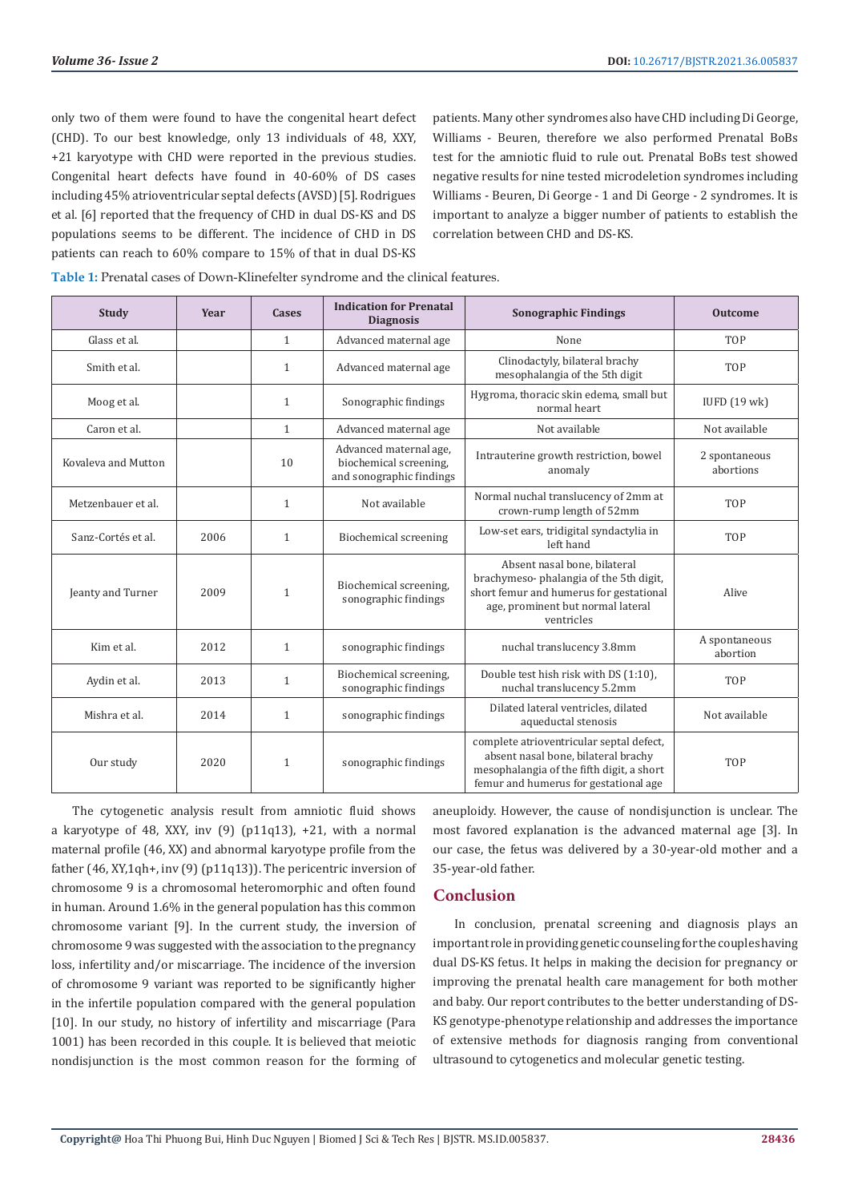only two of them were found to have the congenital heart defect (CHD). To our best knowledge, only 13 individuals of 48, XXY, +21 karyotype with CHD were reported in the previous studies. Congenital heart defects have found in 40-60% of DS cases including 45% atrioventricular septal defects (AVSD) [5]. Rodrigues et al. [6] reported that the frequency of CHD in dual DS-KS and DS populations seems to be different. The incidence of CHD in DS patients can reach to 60% compare to 15% of that in dual DS-KS patients. Many other syndromes also have CHD including Di George, Williams - Beuren, therefore we also performed Prenatal BoBs test for the amniotic fluid to rule out. Prenatal BoBs test showed negative results for nine tested microdeletion syndromes including Williams - Beuren, Di George - 1 and Di George - 2 syndromes. It is important to analyze a bigger number of patients to establish the correlation between CHD and DS-KS.

**Table 1:** Prenatal cases of Down-Klinefelter syndrome and the clinical features.

| Study | Year | Cases | Indication for Prenatal Diagnosis | Sonographic Findings | Outcome |
|---|---|---|---|---|---|
| Glass et al. | | 1 | Advanced maternal age | None | TOP |
| Smith et al. | | 1 | Advanced maternal age | Clinodactyly, bilateral brachy mesophalangia of the 5th digit | TOP |
| Moog et al. | | 1 | Sonographic findings | Hygroma, thoracic skin edema, small but normal heart | IUFD (19 wk) |
| Caron et al. | | 1 | Advanced maternal age | Not available | Not available |
| Kovaleva and Mutton | | 10 | Advanced maternal age, biochemical screening, and sonographic findings | Intrauterine growth restriction, bowel anomaly | 2 spontaneous abortions |
| Metzenbauer et al. | | 1 | Not available | Normal nuchal translucency of 2mm at crown-rump length of 52mm | TOP |
| Sanz-Cortés et al. | 2006 | 1 | Biochemical screening | Low-set ears, tridigital syndactylia in left hand | TOP |
| Jeanty and Turner | 2009 | 1 | Biochemical screening, sonographic findings | Absent nasal bone, bilateral brachymeso- phalangia of the 5th digit, short femur and humerus for gestational age, prominent but normal lateral ventricles | Alive |
| Kim et al. | 2012 | 1 | sonographic findings | nuchal translucency 3.8mm | A spontaneous abortion |
| Aydin et al. | 2013 | 1 | Biochemical screening, sonographic findings | Double test hish risk with DS (1:10), nuchal translucency 5.2mm | TOP |
| Mishra et al. | 2014 | 1 | sonographic findings | Dilated lateral ventricles, dilated aqueductal stenosis | Not available |
| Our study | 2020 | 1 | sonographic findings | complete atrioventricular septal defect, absent nasal bone, bilateral brachy mesophalangia of the fifth digit, a short femur and humerus for gestational age | TOP |

The cytogenetic analysis result from amniotic fluid shows a karyotype of 48, XXY, inv (9) (p11q13), +21, with a normal maternal profile (46, XX) and abnormal karyotype profile from the father (46, XY,1qh+, inv (9) (p11q13)). The pericentric inversion of chromosome 9 is a chromosomal heteromorphic and often found in human. Around 1.6% in the general population has this common chromosome variant [9]. In the current study, the inversion of chromosome 9 was suggested with the association to the pregnancy loss, infertility and/or miscarriage. The incidence of the inversion of chromosome 9 variant was reported to be significantly higher in the infertile population compared with the general population [10]. In our study, no history of infertility and miscarriage (Para 1001) has been recorded in this couple. It is believed that meiotic nondisjunction is the most common reason for the forming of aneuploidy. However, the cause of nondisjunction is unclear. The most favored explanation is the advanced maternal age [3]. In our case, the fetus was delivered by a 30-year-old mother and a 35-year-old father.

## Conclusion

In conclusion, prenatal screening and diagnosis plays an important role in providing genetic counseling for the couples having dual DS-KS fetus. It helps in making the decision for pregnancy or improving the prenatal health care management for both mother and baby. Our report contributes to the better understanding of DS-KS genotype-phenotype relationship and addresses the importance of extensive methods for diagnosis ranging from conventional ultrasound to cytogenetics and molecular genetic testing.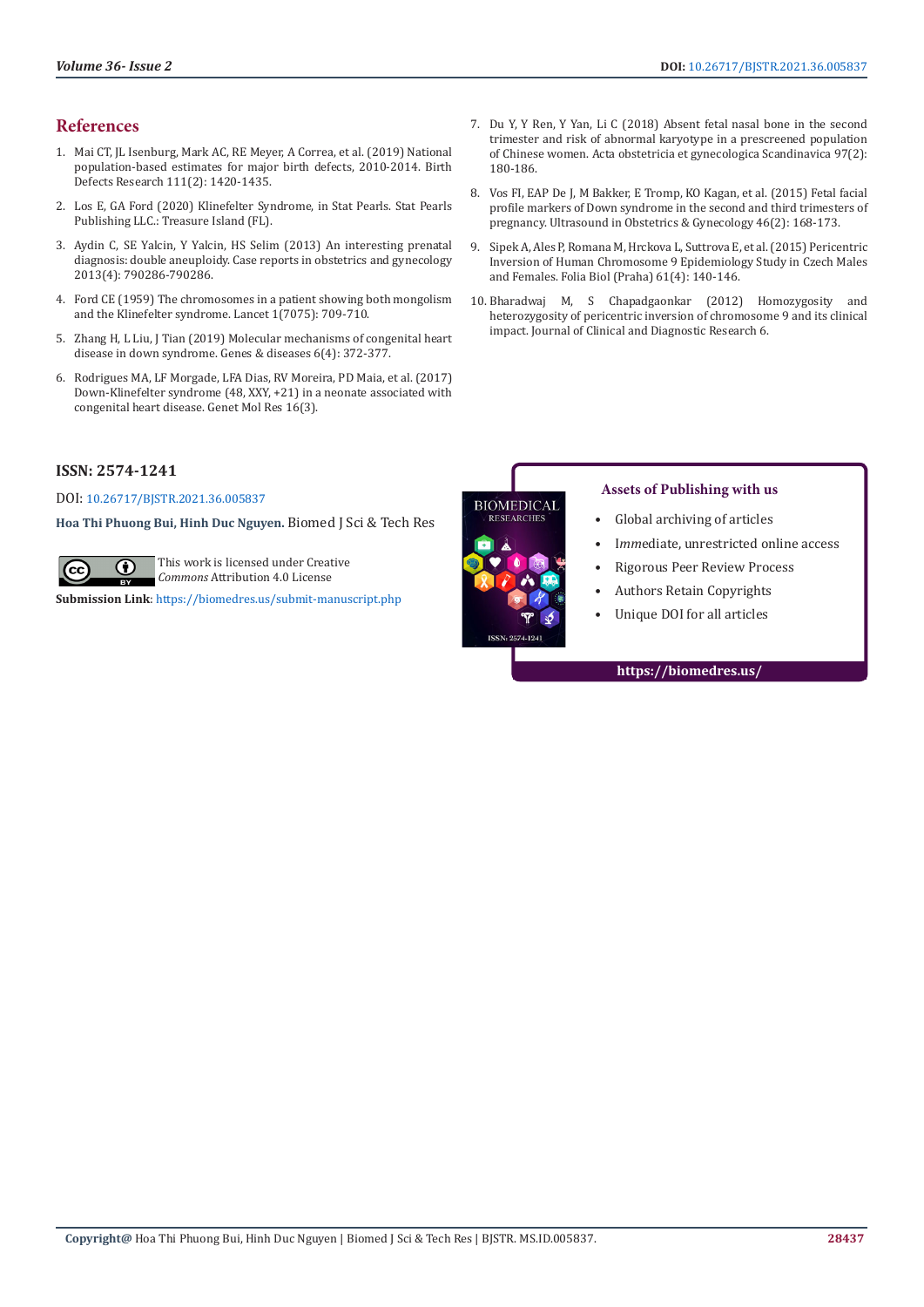## References

1. Mai CT, JL Isenburg, Mark AC, RE Meyer, A Correa, et al. (2019) National population-based estimates for major birth defects, 2010-2014. Birth Defects Research 111(2): 1420-1435.
2. Los E, GA Ford (2020) Klinefelter Syndrome, in Stat Pearls. Stat Pearls Publishing LLC.: Treasure Island (FL).
3. Aydin C, SE Yalcin, Y Yalcin, HS Selim (2013) An interesting prenatal diagnosis: double aneuploidy. Case reports in obstetrics and gynecology 2013(4): 790286-790286.
4. Ford CE (1959) The chromosomes in a patient showing both mongolism and the Klinefelter syndrome. Lancet 1(7075): 709-710.
5. Zhang H, L Liu, J Tian (2019) Molecular mechanisms of congenital heart disease in down syndrome. Genes & diseases 6(4): 372-377.
6. Rodrigues MA, LF Morgade, LFA Dias, RV Moreira, PD Maia, et al. (2017) Down-Klinefelter syndrome (48, XXY, +21) in a neonate associated with congenital heart disease. Genet Mol Res 16(3).
7. Du Y, Y Ren, Y Yan, Li C (2018) Absent fetal nasal bone in the second trimester and risk of abnormal karyotype in a prescreened population of Chinese women. Acta obstetricia et gynecologica Scandinavica 97(2): 180-186.
8. Vos FI, EAP De J, M Bakker, E Tromp, KO Kagan, et al. (2015) Fetal facial profile markers of Down syndrome in the second and third trimesters of pregnancy. Ultrasound in Obstetrics & Gynecology 46(2): 168-173.
9. Sipek A, Ales P, Romana M, Hrckova L, Suttrova E, et al. (2015) Pericentric Inversion of Human Chromosome 9 Epidemiology Study in Czech Males and Females. Folia Biol (Praha) 61(4): 140-146.
10. Bharadwaj M, S Chapadgaonkar (2012) Homozygosity and heterozygosity of pericentric inversion of chromosome 9 and its clinical impact. Journal of Clinical and Diagnostic Research 6.

**ISSN: 2574-1241**

DOI: 10.26717/BJSTR.2021.36.005837

**Hoa Thi Phuong Bui, Hinh Duc Nguyen.** Biomed J Sci & Tech Res

This work is licensed under Creative *Commons* Attribution 4.0 License

**Submission Link**: https://biomedres.us/submit-manuscript.php

**Assets of Publishing with us**

- Global archiving of articles
- Immediate, unrestricted online access
- Rigorous Peer Review Process
- Authors Retain Copyrights
- Unique DOI for all articles

**https://biomedres.us/**